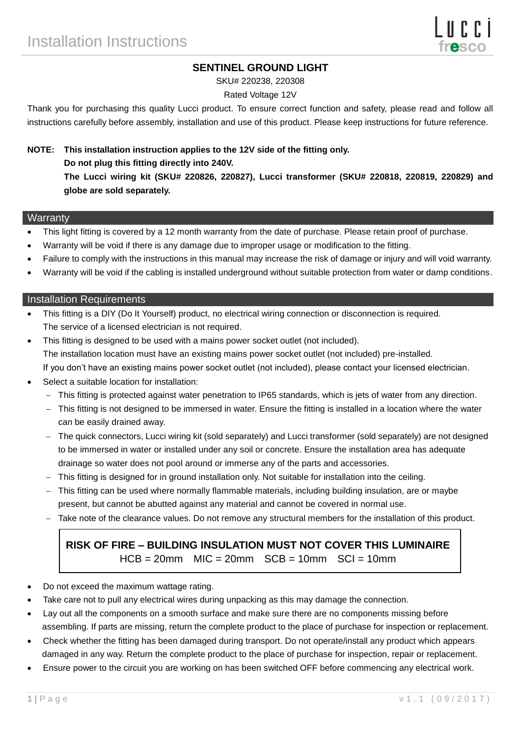# Installation Instructions

Lucci fresco

## SENTINEL GROUND LIGHT

SKU# 220238, 220308

Rated Voltage 12V

Thank you for purchasing this quality Lucci product. To ensure correct function and safety, please read and follow all instructions carefully before assembly, installation and use of this product. Please keep instructions for future reference.

**NOTE: This installation instruction applies to the 12V side of the fitting only.**
**Do not plug this fitting directly into 240V.**
**The Lucci wiring kit (SKU# 220826, 220827), Lucci transformer (SKU# 220818, 220819, 220829) and globe are sold separately.**

## Warranty

- This light fitting is covered by a 12 month warranty from the date of purchase. Please retain proof of purchase.
- Warranty will be void if there is any damage due to improper usage or modification to the fitting.
- Failure to comply with the instructions in this manual may increase the risk of damage or injury and will void warranty.
- Warranty will be void if the cabling is installed underground without suitable protection from water or damp conditions.

## Installation Requirements

- This fitting is a DIY (Do It Yourself) product, no electrical wiring connection or disconnection is required. The service of a licensed electrician is not required.
- This fitting is designed to be used with a mains power socket outlet (not included). The installation location must have an existing mains power socket outlet (not included) pre-installed. If you don't have an existing mains power socket outlet (not included), please contact your licensed electrician.
- Select a suitable location for installation:
  - This fitting is protected against water penetration to IP65 standards, which is jets of water from any direction.
  - This fitting is not designed to be immersed in water. Ensure the fitting is installed in a location where the water can be easily drained away.
  - The quick connectors, Lucci wiring kit (sold separately) and Lucci transformer (sold separately) are not designed to be immersed in water or installed under any soil or concrete. Ensure the installation area has adequate drainage so water does not pool around or immerse any of the parts and accessories.
  - This fitting is designed for in ground installation only. Not suitable for installation into the ceiling.
  - This fitting can be used where normally flammable materials, including building insulation, are or maybe present, but cannot be abutted against any material and cannot be covered in normal use.
  - Take note of the clearance values. Do not remove any structural members for the installation of this product.

**RISK OF FIRE – BUILDING INSULATION MUST NOT COVER THIS LUMINAIRE**
HCB = 20mm  MIC = 20mm  SCB = 10mm  SCI = 10mm

- Do not exceed the maximum wattage rating.
- Take care not to pull any electrical wires during unpacking as this may damage the connection.
- Lay out all the components on a smooth surface and make sure there are no components missing before assembling. If parts are missing, return the complete product to the place of purchase for inspection or replacement.
- Check whether the fitting has been damaged during transport. Do not operate/install any product which appears damaged in any way. Return the complete product to the place of purchase for inspection, repair or replacement.
- Ensure power to the circuit you are working on has been switched OFF before commencing any electrical work.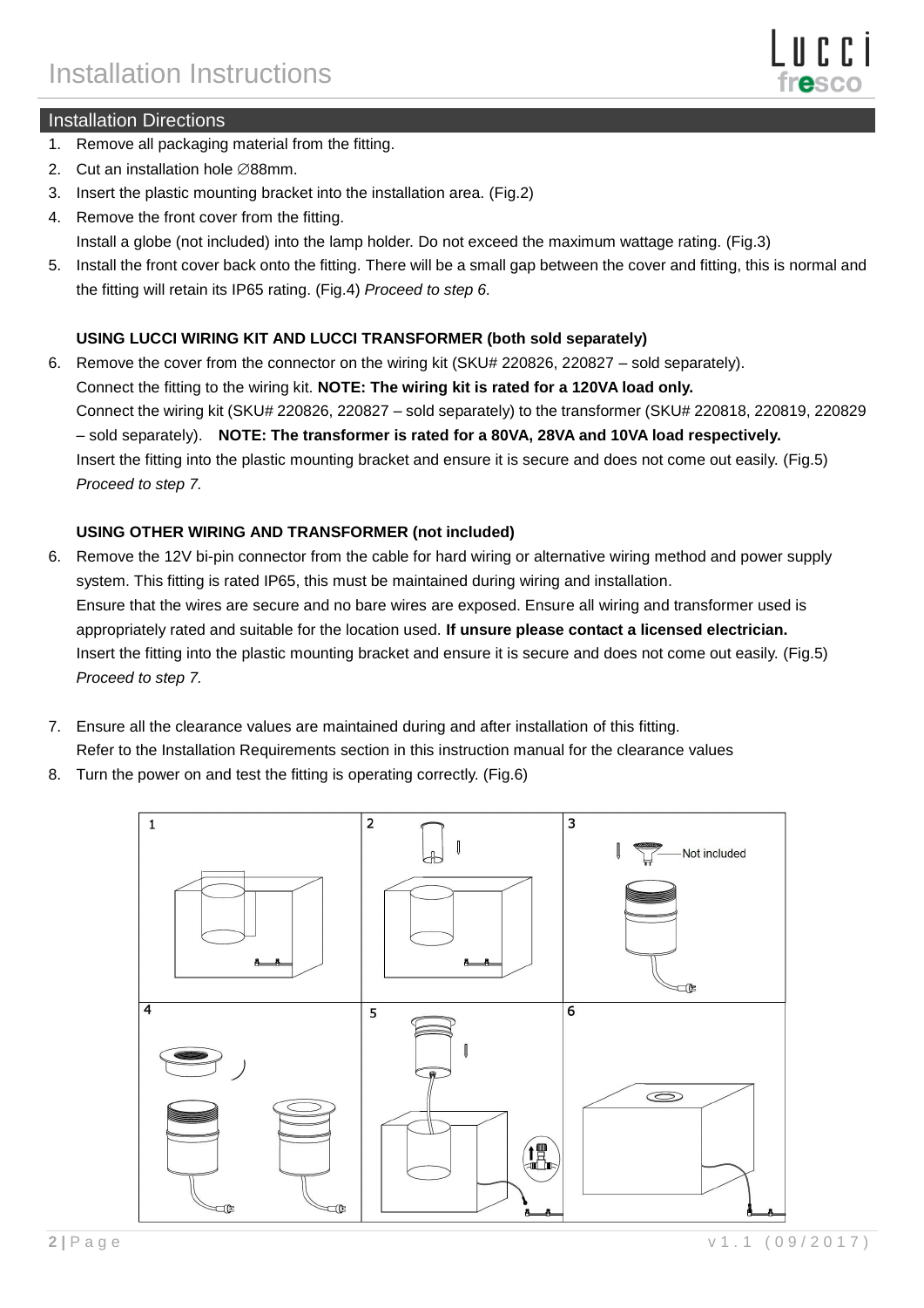# Installation Instructions

## Installation Directions

1. Remove all packaging material from the fitting.
2. Cut an installation hole ∅88mm.
3. Insert the plastic mounting bracket into the installation area. (Fig.2)
4. Remove the front cover from the fitting.
   Install a globe (not included) into the lamp holder. Do not exceed the maximum wattage rating. (Fig.3)
5. Install the front cover back onto the fitting. There will be a small gap between the cover and fitting, this is normal and the fitting will retain its IP65 rating. (Fig.4) *Proceed to step 6.*

**USING LUCCI WIRING KIT AND LUCCI TRANSFORMER (both sold separately)**

6. Remove the cover from the connector on the wiring kit (SKU# 220826, 220827 – sold separately).
   Connect the fitting to the wiring kit. **NOTE: The wiring kit is rated for a 120VA load only.**
   Connect the wiring kit (SKU# 220826, 220827 – sold separately) to the transformer (SKU# 220818, 220819, 220829 – sold separately). **NOTE: The transformer is rated for a 80VA, 28VA and 10VA load respectively.**
   Insert the fitting into the plastic mounting bracket and ensure it is secure and does not come out easily. (Fig.5)
   *Proceed to step 7.*

**USING OTHER WIRING AND TRANSFORMER (not included)**

6. Remove the 12V bi-pin connector from the cable for hard wiring or alternative wiring method and power supply system. This fitting is rated IP65, this must be maintained during wiring and installation.
   Ensure that the wires are secure and no bare wires are exposed. Ensure all wiring and transformer used is appropriately rated and suitable for the location used. **If unsure please contact a licensed electrician.**
   Insert the fitting into the plastic mounting bracket and ensure it is secure and does not come out easily. (Fig.5)
   *Proceed to step 7.*

7. Ensure all the clearance values are maintained during and after installation of this fitting.
   Refer to the Installation Requirements section in this instruction manual for the clearance values
8. Turn the power on and test the fitting is operating correctly. (Fig.6)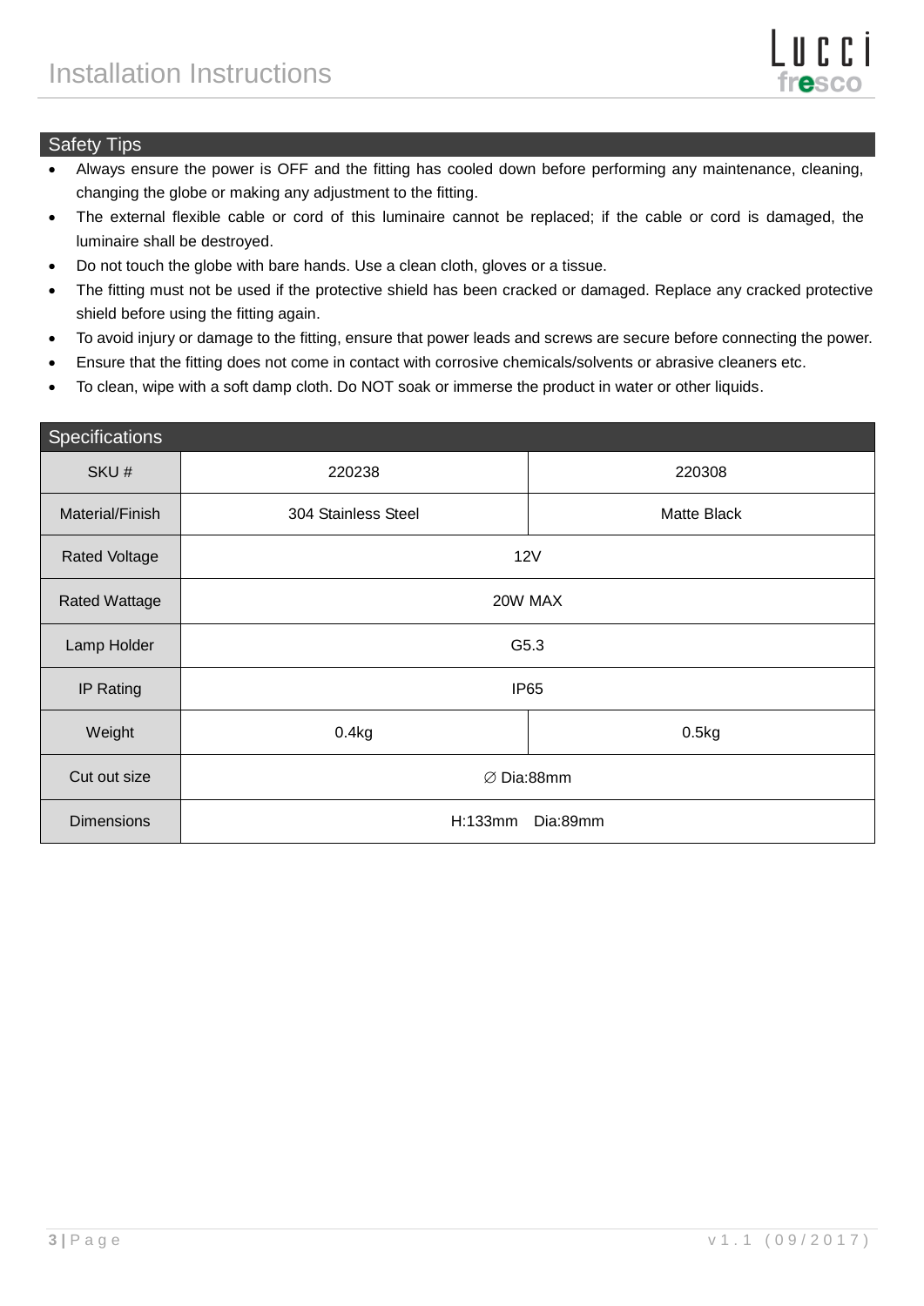## Safety Tips

- Always ensure the power is OFF and the fitting has cooled down before performing any maintenance, cleaning, changing the globe or making any adjustment to the fitting.
- The external flexible cable or cord of this luminaire cannot be replaced; if the cable or cord is damaged, the luminaire shall be destroyed.
- Do not touch the globe with bare hands. Use a clean cloth, gloves or a tissue.
- The fitting must not be used if the protective shield has been cracked or damaged. Replace any cracked protective shield before using the fitting again.
- To avoid injury or damage to the fitting, ensure that power leads and screws are secure before connecting the power.
- Ensure that the fitting does not come in contact with corrosive chemicals/solvents or abrasive cleaners etc.
- To clean, wipe with a soft damp cloth. Do NOT soak or immerse the product in water or other liquids.

## Specifications

| SKU # | 220238 | 220308 |
|---|---|---|
| Material/Finish | 304 Stainless Steel | Matte Black |
| Rated Voltage | 12V | |
| Rated Wattage | 20W MAX | |
| Lamp Holder | G5.3 | |
| IP Rating | IP65 | |
| Weight | 0.4kg | 0.5kg |
| Cut out size | ∅ Dia:88mm | |
| Dimensions | H:133mm Dia:89mm | |